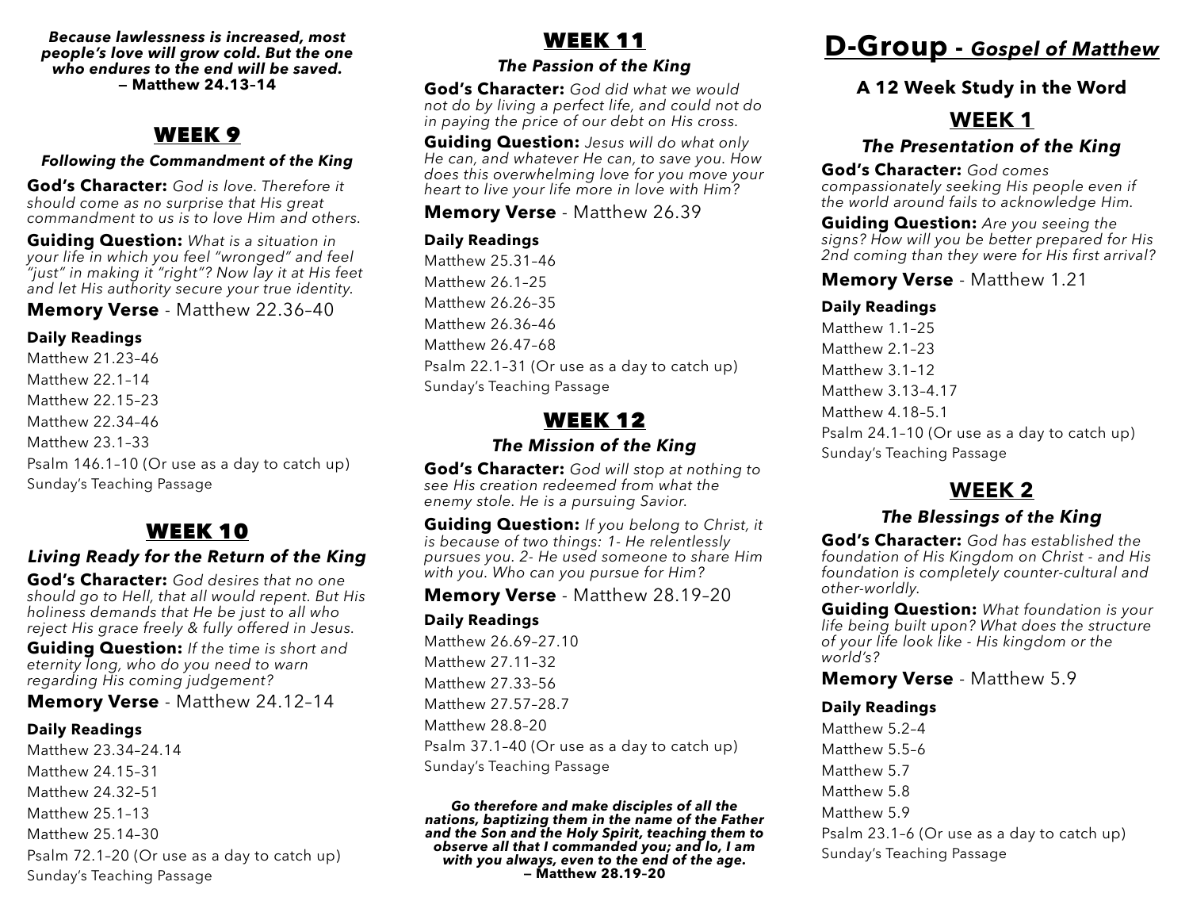***Because lawlessness is increased, most people's love will grow cold. But the one who endures to the end will be saved.***
**— Matthew 24.13–14**

## WEEK 9

### *Following the Commandment of the King*

**God's Character:** *God is love. Therefore it should come as no surprise that His great commandment to us is to love Him and others.*

**Guiding Question:** *What is a situation in your life in which you feel "wronged" and feel "just" in making it "right"? Now lay it at His feet and let His authority secure your true identity.*

**Memory Verse** - Matthew 22.36–40

**Daily Readings**

Matthew 21.23–46
Matthew 22.1–14
Matthew 22.15–23
Matthew 22.34–46
Matthew 23.1–33
Psalm 146.1–10 (Or use as a day to catch up)
Sunday's Teaching Passage

## WEEK 10

### *Living Ready for the Return of the King*

**God's Character:** *God desires that no one should go to Hell, that all would repent. But His holiness demands that He be just to all who reject His grace freely & fully offered in Jesus.*

**Guiding Question:** *If the time is short and eternity long, who do you need to warn regarding His coming judgement?*

**Memory Verse** - Matthew 24.12–14

**Daily Readings**

Matthew 23.34–24.14
Matthew 24.15–31
Matthew 24.32–51
Matthew 25.1–13
Matthew 25.14–30
Psalm 72.1–20 (Or use as a day to catch up)
Sunday's Teaching Passage

## WEEK 11

### *The Passion of the King*

**God's Character:** *God did what we would not do by living a perfect life, and could not do in paying the price of our debt on His cross.*

**Guiding Question:** *Jesus will do what only He can, and whatever He can, to save you. How does this overwhelming love for you move your heart to live your life more in love with Him?*

**Memory Verse** - Matthew 26.39

**Daily Readings**

Matthew 25.31–46
Matthew 26.1–25
Matthew 26.26–35
Matthew 26.36–46
Matthew 26.47–68
Psalm 22.1–31 (Or use as a day to catch up)
Sunday's Teaching Passage

## WEEK 12

### *The Mission of the King*

**God's Character:** *God will stop at nothing to see His creation redeemed from what the enemy stole. He is a pursuing Savior.*

**Guiding Question:** *If you belong to Christ, it is because of two things: 1- He relentlessly pursues you. 2- He used someone to share Him with you. Who can you pursue for Him?*

**Memory Verse** - Matthew 28.19–20

**Daily Readings**

Matthew 26.69–27.10
Matthew 27.11–32
Matthew 27.33–56
Matthew 27.57–28.7
Matthew 28.8–20
Psalm 37.1–40 (Or use as a day to catch up)
Sunday's Teaching Passage

***Go therefore and make disciples of all the nations, baptizing them in the name of the Father and the Son and the Holy Spirit, teaching them to observe all that I commanded you; and lo, I am with you always, even to the end of the age.***
**— Matthew 28.19–20**

# D-Group - *Gospel of Matthew*

### A 12 Week Study in the Word

## WEEK 1

### *The Presentation of the King*

**God's Character:** *God comes compassionately seeking His people even if the world around fails to acknowledge Him.*

**Guiding Question:** *Are you seeing the signs? How will you be better prepared for His 2nd coming than they were for His first arrival?*

**Memory Verse** - Matthew 1.21

**Daily Readings**

Matthew 1.1–25
Matthew 2.1–23
Matthew 3.1–12
Matthew 3.13–4.17
Matthew 4.18–5.1
Psalm 24.1–10 (Or use as a day to catch up)
Sunday's Teaching Passage

## WEEK 2

### *The Blessings of the King*

**God's Character:** *God has established the foundation of His Kingdom on Christ - and His foundation is completely counter-cultural and other-worldly.*

**Guiding Question:** *What foundation is your life being built upon? What does the structure of your life look like - His kingdom or the world's?*

**Memory Verse** - Matthew 5.9

**Daily Readings**

Matthew 5.2–4
Matthew 5.5–6
Matthew 5.7
Matthew 5.8
Matthew 5.9
Psalm 23.1–6 (Or use as a day to catch up)
Sunday's Teaching Passage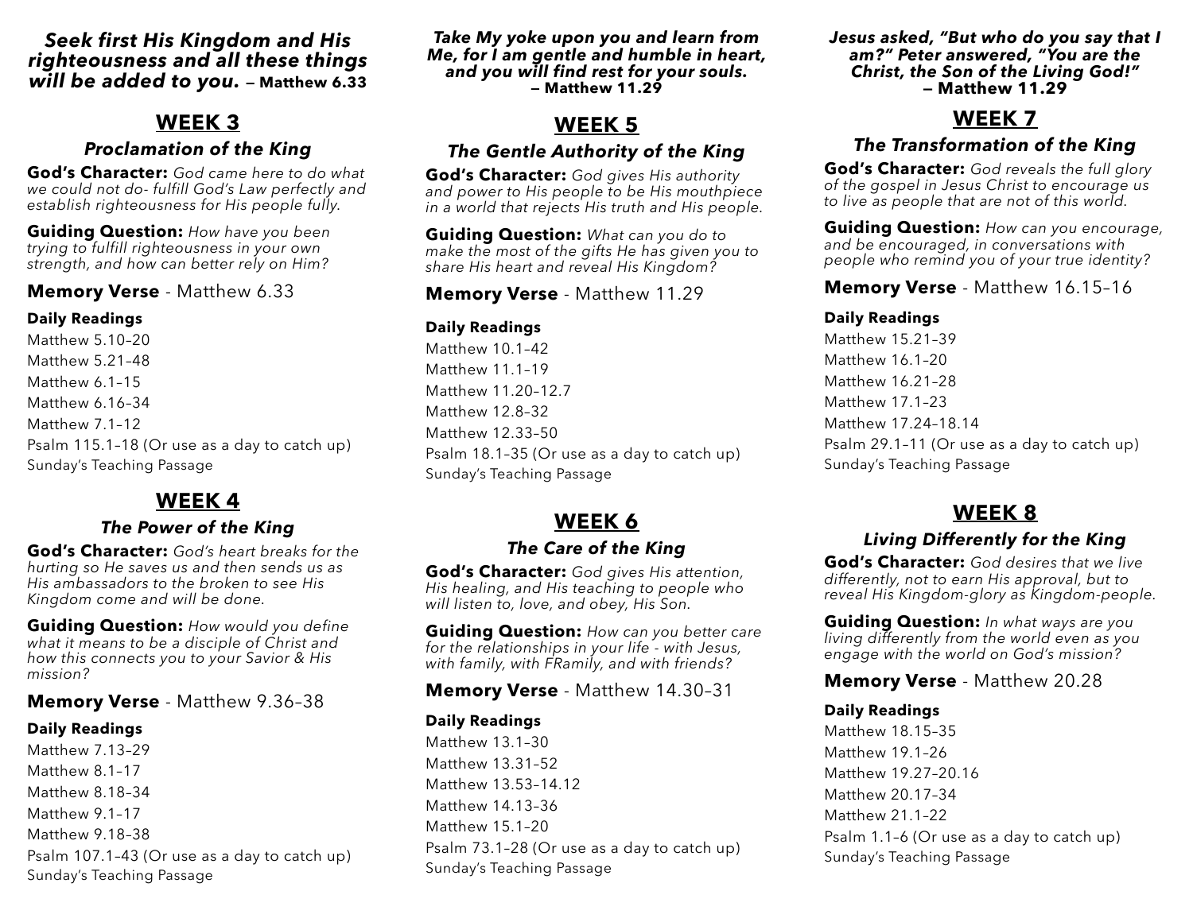***Seek first His Kingdom and His righteousness and all these things will be added to you.*** **— Matthew 6.33**

## WEEK 3

### *Proclamation of the King*

**God's Character:** *God came here to do what we could not do- fulfill God's Law perfectly and establish righteousness for His people fully.*

**Guiding Question:** *How have you been trying to fulfill righteousness in your own strength, and how can better rely on Him?*

**Memory Verse** - Matthew 6.33

**Daily Readings**

Matthew 5.10–20
Matthew 5.21–48
Matthew 6.1–15
Matthew 6.16–34
Matthew 7.1–12
Psalm 115.1–18 (Or use as a day to catch up)
Sunday's Teaching Passage

## WEEK 4

### *The Power of the King*

**God's Character:** *God's heart breaks for the hurting so He saves us and then sends us as His ambassadors to the broken to see His Kingdom come and will be done.*

**Guiding Question:** *How would you define what it means to be a disciple of Christ and how this connects you to your Savior & His mission?*

**Memory Verse** - Matthew 9.36–38

**Daily Readings**

Matthew 7.13–29
Matthew 8.1–17
Matthew 8.18–34
Matthew 9.1–17
Matthew 9.18–38
Psalm 107.1–43 (Or use as a day to catch up)
Sunday's Teaching Passage

***Take My yoke upon you and learn from Me, for I am gentle and humble in heart, and you will find rest for your souls.*** **— Matthew 11.29**

## WEEK 5

### *The Gentle Authority of the King*

**God's Character:** *God gives His authority and power to His people to be His mouthpiece in a world that rejects His truth and His people.*

**Guiding Question:** *What can you do to make the most of the gifts He has given you to share His heart and reveal His Kingdom?*

**Memory Verse** - Matthew 11.29

**Daily Readings**

Matthew 10.1–42
Matthew 11.1–19
Matthew 11.20–12.7
Matthew 12.8–32
Matthew 12.33–50
Psalm 18.1–35 (Or use as a day to catch up)
Sunday's Teaching Passage

## WEEK 6

### *The Care of the King*

**God's Character:** *God gives His attention, His healing, and His teaching to people who will listen to, love, and obey, His Son.*

**Guiding Question:** *How can you better care for the relationships in your life - with Jesus, with family, with FRamily, and with friends?*

**Memory Verse** - Matthew 14.30–31

**Daily Readings**

Matthew 13.1–30
Matthew 13.31–52
Matthew 13.53–14.12
Matthew 14.13–36
Matthew 15.1–20
Psalm 73.1–28 (Or use as a day to catch up)
Sunday's Teaching Passage

***Jesus asked, "But who do you say that I am?" Peter answered, "You are the Christ, the Son of the Living God!"*** **— Matthew 11.29**

## WEEK 7

### *The Transformation of the King*

**God's Character:** *God reveals the full glory of the gospel in Jesus Christ to encourage us to live as people that are not of this world.*

**Guiding Question:** *How can you encourage, and be encouraged, in conversations with people who remind you of your true identity?*

**Memory Verse** - Matthew 16.15–16

**Daily Readings**

Matthew 15.21–39
Matthew 16.1–20
Matthew 16.21–28
Matthew 17.1–23
Matthew 17.24–18.14
Psalm 29.1–11 (Or use as a day to catch up)
Sunday's Teaching Passage

## WEEK 8

### *Living Differently for the King*

**God's Character:** *God desires that we live differently, not to earn His approval, but to reveal His Kingdom-glory as Kingdom-people.*

**Guiding Question:** *In what ways are you living differently from the world even as you engage with the world on God's mission?*

**Memory Verse** - Matthew 20.28

**Daily Readings**

Matthew 18.15–35
Matthew 19.1–26
Matthew 19.27–20.16
Matthew 20.17–34
Matthew 21.1–22
Psalm 1.1–6 (Or use as a day to catch up)
Sunday's Teaching Passage